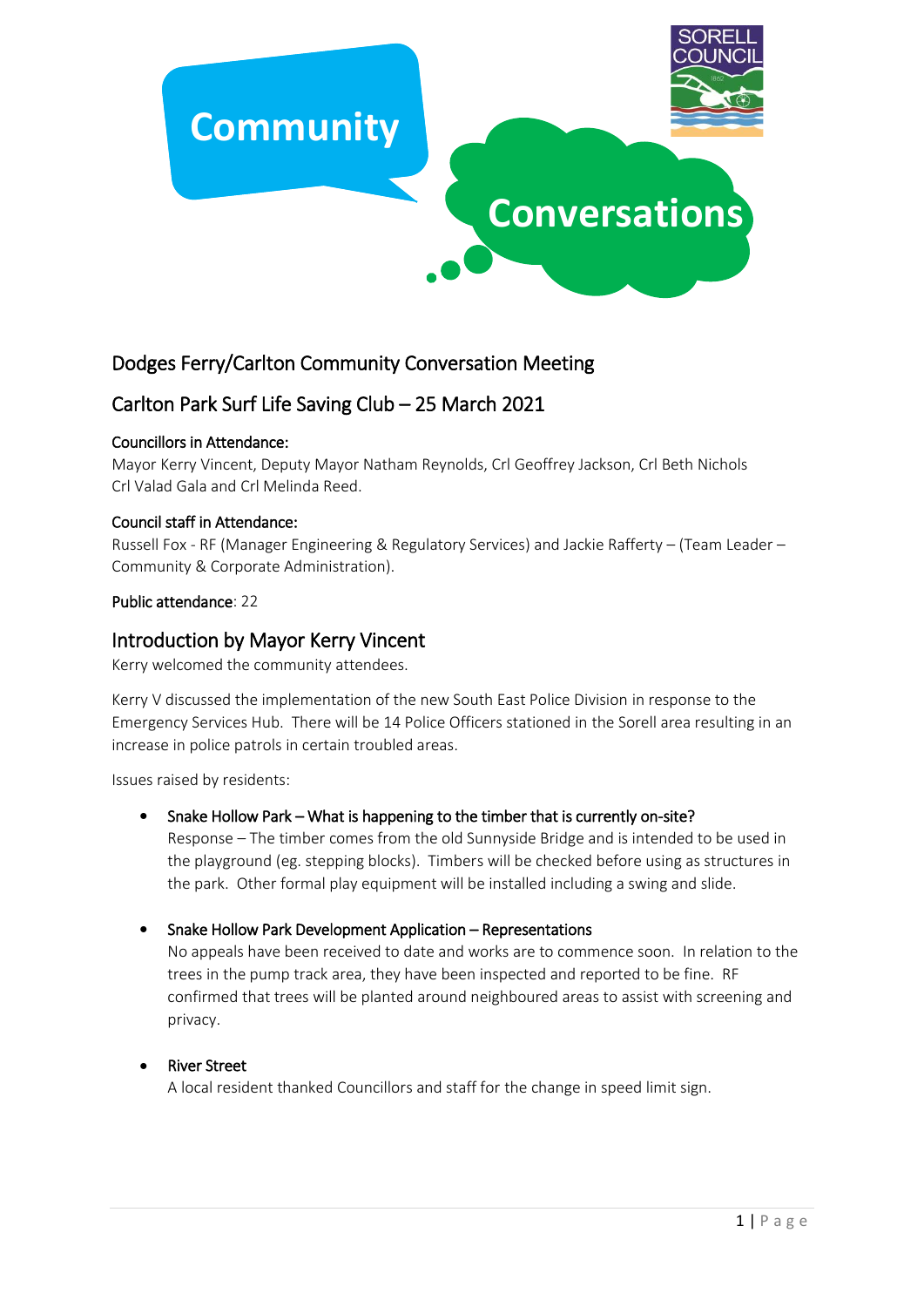Community Conversations

## Dodges Ferry/Carlton Community Conversation Meeting

## Carlton Park Surf Life Saving Club – 25 March 2021

**Councillors in Attendance:**
Mayor Kerry Vincent, Deputy Mayor Natham Reynolds, Crl Geoffrey Jackson, Crl Beth Nichols Crl Valad Gala and Crl Melinda Reed.

**Council staff in Attendance:**
Russell Fox - RF (Manager Engineering & Regulatory Services) and Jackie Rafferty – (Team Leader – Community & Corporate Administration).

**Public attendance**: 22

## Introduction by Mayor Kerry Vincent

Kerry welcomed the community attendees.

Kerry V discussed the implementation of the new South East Police Division in response to the Emergency Services Hub. There will be 14 Police Officers stationed in the Sorell area resulting in an increase in police patrols in certain troubled areas.

Issues raised by residents:

- **Snake Hollow Park – What is happening to the timber that is currently on-site?**
  Response – The timber comes from the old Sunnyside Bridge and is intended to be used in the playground (eg. stepping blocks). Timbers will be checked before using as structures in the park. Other formal play equipment will be installed including a swing and slide.

- **Snake Hollow Park Development Application – Representations**
  No appeals have been received to date and works are to commence soon. In relation to the trees in the pump track area, they have been inspected and reported to be fine. RF confirmed that trees will be planted around neighboured areas to assist with screening and privacy.

- **River Street**
  A local resident thanked Councillors and staff for the change in speed limit sign.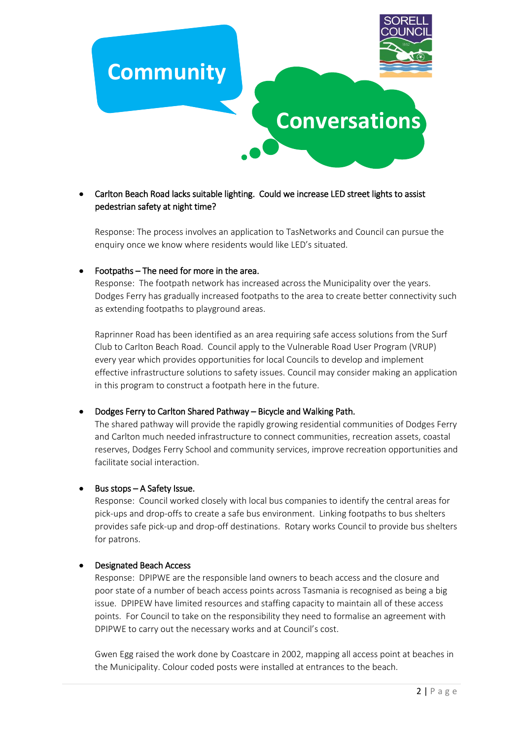# Community Conversations

- Carlton Beach Road lacks suitable lighting. Could we increase LED street lights to assist pedestrian safety at night time?

  Response: The process involves an application to TasNetworks and Council can pursue the enquiry once we know where residents would like LED's situated.

- Footpaths – The need for more in the area.
  Response: The footpath network has increased across the Municipality over the years. Dodges Ferry has gradually increased footpaths to the area to create better connectivity such as extending footpaths to playground areas.

  Raprinner Road has been identified as an area requiring safe access solutions from the Surf Club to Carlton Beach Road. Council apply to the Vulnerable Road User Program (VRUP) every year which provides opportunities for local Councils to develop and implement effective infrastructure solutions to safety issues. Council may consider making an application in this program to construct a footpath here in the future.

- Dodges Ferry to Carlton Shared Pathway – Bicycle and Walking Path.
  The shared pathway will provide the rapidly growing residential communities of Dodges Ferry and Carlton much needed infrastructure to connect communities, recreation assets, coastal reserves, Dodges Ferry School and community services, improve recreation opportunities and facilitate social interaction.

- Bus stops – A Safety Issue.
  Response: Council worked closely with local bus companies to identify the central areas for pick-ups and drop-offs to create a safe bus environment. Linking footpaths to bus shelters provides safe pick-up and drop-off destinations. Rotary works Council to provide bus shelters for patrons.

- Designated Beach Access
  Response: DPIPWE are the responsible land owners to beach access and the closure and poor state of a number of beach access points across Tasmania is recognised as being a big issue. DPIPEW have limited resources and staffing capacity to maintain all of these access points. For Council to take on the responsibility they need to formalise an agreement with DPIPWE to carry out the necessary works and at Council's cost.

  Gwen Egg raised the work done by Coastcare in 2002, mapping all access point at beaches in the Municipality. Colour coded posts were installed at entrances to the beach.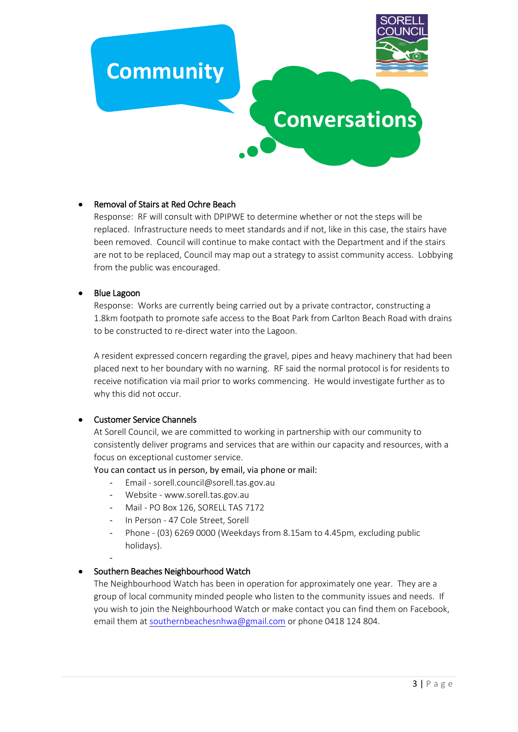Community Conversations

- Removal of Stairs at Red Ochre Beach
  Response: RF will consult with DPIPWE to determine whether or not the steps will be replaced. Infrastructure needs to meet standards and if not, like in this case, the stairs have been removed. Council will continue to make contact with the Department and if the stairs are not to be replaced, Council may map out a strategy to assist community access. Lobbying from the public was encouraged.

- Blue Lagoon
  Response: Works are currently being carried out by a private contractor, constructing a 1.8km footpath to promote safe access to the Boat Park from Carlton Beach Road with drains to be constructed to re-direct water into the Lagoon.

  A resident expressed concern regarding the gravel, pipes and heavy machinery that had been placed next to her boundary with no warning. RF said the normal protocol is for residents to receive notification via mail prior to works commencing. He would investigate further as to why this did not occur.

- Customer Service Channels
  At Sorell Council, we are committed to working in partnership with our community to consistently deliver programs and services that are within our capacity and resources, with a focus on exceptional customer service.
  You can contact us in person, by email, via phone or mail:
  - Email - sorell.council@sorell.tas.gov.au
  - Website - www.sorell.tas.gov.au
  - Mail - PO Box 126, SORELL TAS 7172
  - In Person - 47 Cole Street, Sorell
  - Phone - (03) 6269 0000 (Weekdays from 8.15am to 4.45pm, excluding public holidays).

- Southern Beaches Neighbourhood Watch
  The Neighbourhood Watch has been in operation for approximately one year. They are a group of local community minded people who listen to the community issues and needs. If you wish to join the Neighbourhood Watch or make contact you can find them on Facebook, email them at southernbeachesnhwa@gmail.com or phone 0418 124 804.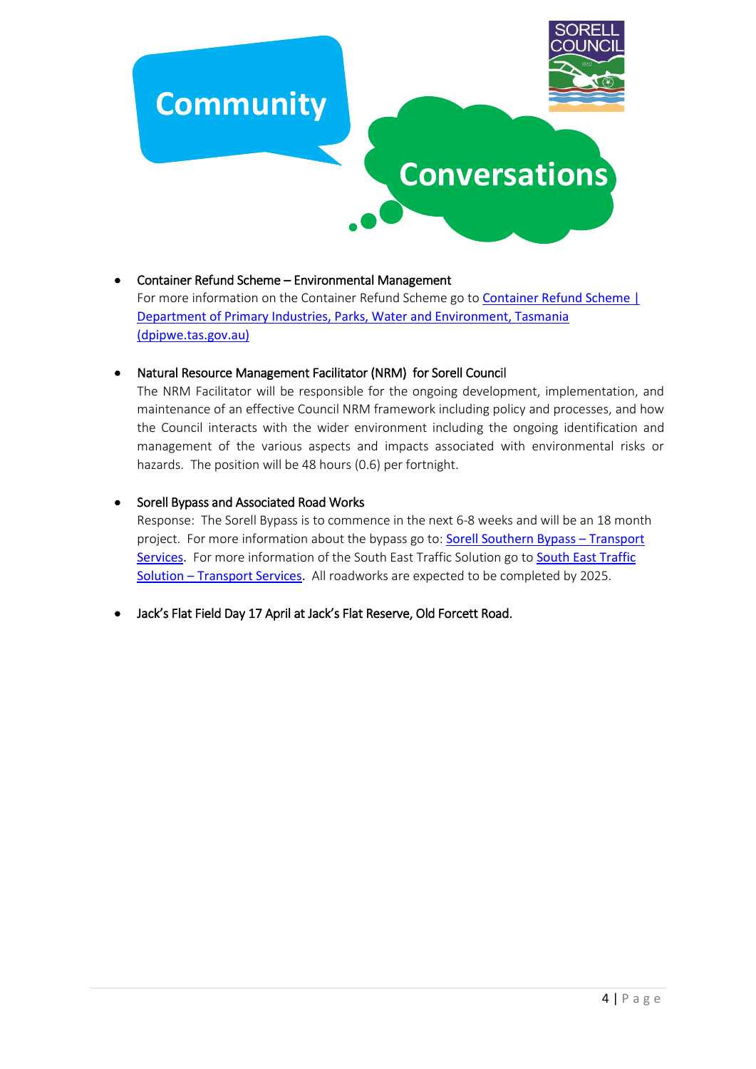# Community Conversations

- Container Refund Scheme – Environmental Management
  For more information on the Container Refund Scheme go to [Container Refund Scheme | Department of Primary Industries, Parks, Water and Environment, Tasmania (dpipwe.tas.gov.au)]

- Natural Resource Management Facilitator (NRM) for Sorell Council
  The NRM Facilitator will be responsible for the ongoing development, implementation, and maintenance of an effective Council NRM framework including policy and processes, and how the Council interacts with the wider environment including the ongoing identification and management of the various aspects and impacts associated with environmental risks or hazards. The position will be 48 hours (0.6) per fortnight.

- Sorell Bypass and Associated Road Works
  Response: The Sorell Bypass is to commence in the next 6-8 weeks and will be an 18 month project. For more information about the bypass go to: [Sorell Southern Bypass – Transport Services]. For more information of the South East Traffic Solution go to [South East Traffic Solution – Transport Services]. All roadworks are expected to be completed by 2025.

- Jack's Flat Field Day 17 April at Jack's Flat Reserve, Old Forcett Road.